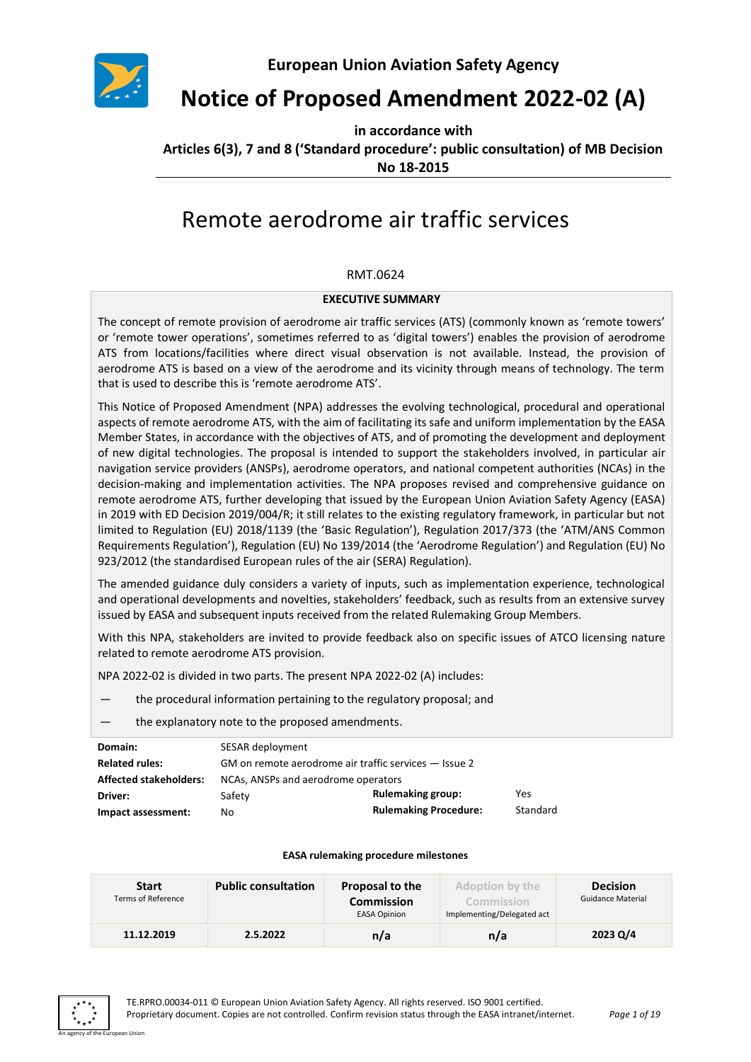European Union Aviation Safety Agency

# Notice of Proposed Amendment 2022-02 (A)

**in accordance with**

**Articles 6(3), 7 and 8 ('Standard procedure': public consultation) of MB Decision No 18-2015**

# Remote aerodrome air traffic services

RMT.0624

**EXECUTIVE SUMMARY**

The concept of remote provision of aerodrome air traffic services (ATS) (commonly known as 'remote towers' or 'remote tower operations', sometimes referred to as 'digital towers') enables the provision of aerodrome ATS from locations/facilities where direct visual observation is not available. Instead, the provision of aerodrome ATS is based on a view of the aerodrome and its vicinity through means of technology. The term that is used to describe this is 'remote aerodrome ATS'.

This Notice of Proposed Amendment (NPA) addresses the evolving technological, procedural and operational aspects of remote aerodrome ATS, with the aim of facilitating its safe and uniform implementation by the EASA Member States, in accordance with the objectives of ATS, and of promoting the development and deployment of new digital technologies. The proposal is intended to support the stakeholders involved, in particular air navigation service providers (ANSPs), aerodrome operators, and national competent authorities (NCAs) in the decision-making and implementation activities. The NPA proposes revised and comprehensive guidance on remote aerodrome ATS, further developing that issued by the European Union Aviation Safety Agency (EASA) in 2019 with ED Decision 2019/004/R; it still relates to the existing regulatory framework, in particular but not limited to Regulation (EU) 2018/1139 (the 'Basic Regulation'), Regulation 2017/373 (the 'ATM/ANS Common Requirements Regulation'), Regulation (EU) No 139/2014 (the 'Aerodrome Regulation') and Regulation (EU) No 923/2012 (the standardised European rules of the air (SERA) Regulation).

The amended guidance duly considers a variety of inputs, such as implementation experience, technological and operational developments and novelties, stakeholders' feedback, such as results from an extensive survey issued by EASA and subsequent inputs received from the related Rulemaking Group Members.

With this NPA, stakeholders are invited to provide feedback also on specific issues of ATCO licensing nature related to remote aerodrome ATS provision.

NPA 2022-02 is divided in two parts. The present NPA 2022-02 (A) includes:

— the procedural information pertaining to the regulatory proposal; and

— the explanatory note to the proposed amendments.

| | | | |
|---|---|---|---|
| **Domain:** | SESAR deployment | | |
| **Related rules:** | GM on remote aerodrome air traffic services — Issue 2 | | |
| **Affected stakeholders:** | NCAs, ANSPs and aerodrome operators | | |
| **Driver:** | Safety | **Rulemaking group:** | Yes |
| **Impact assessment:** | No | **Rulemaking Procedure:** | Standard |

**EASA rulemaking procedure milestones**

| **Start** Terms of Reference | **Public consultation** | **Proposal to the Commission** EASA Opinion | Adoption by the Commission Implementing/Delegated act | **Decision** Guidance Material |
|---|---|---|---|---|
| **11.12.2019** | **2.5.2022** | **n/a** | **n/a** | **2023 Q/4** |

TE.RPRO.00034-011 © European Union Aviation Safety Agency. All rights reserved. ISO 9001 certified.
Proprietary document. Copies are not controlled. Confirm revision status through the EASA intranet/internet.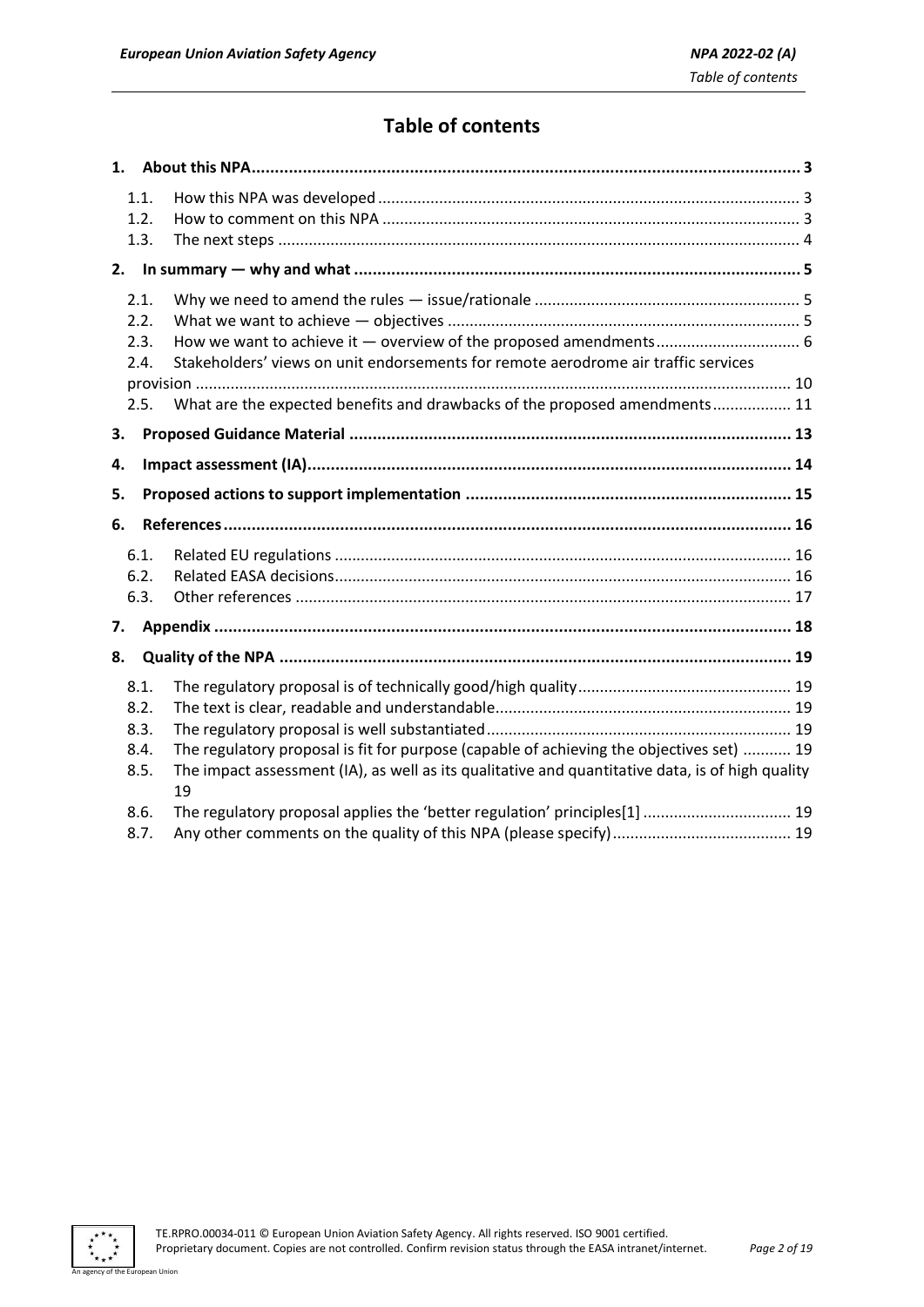# Table of contents

**1. About this NPA ..... 3**

- 1.1. How this NPA was developed ..... 3
- 1.2. How to comment on this NPA ..... 3
- 1.3. The next steps ..... 4

**2. In summary — why and what ..... 5**

- 2.1. Why we need to amend the rules — issue/rationale ..... 5
- 2.2. What we want to achieve — objectives ..... 5
- 2.3. How we want to achieve it — overview of the proposed amendments ..... 6
- 2.4. Stakeholders' views on unit endorsements for remote aerodrome air traffic services provision ..... 10
- 2.5. What are the expected benefits and drawbacks of the proposed amendments ..... 11

**3. Proposed Guidance Material ..... 13**

**4. Impact assessment (IA) ..... 14**

**5. Proposed actions to support implementation ..... 15**

**6. References ..... 16**

- 6.1. Related EU regulations ..... 16
- 6.2. Related EASA decisions ..... 16
- 6.3. Other references ..... 17

**7. Appendix ..... 18**

**8. Quality of the NPA ..... 19**

- 8.1. The regulatory proposal is of technically good/high quality ..... 19
- 8.2. The text is clear, readable and understandable ..... 19
- 8.3. The regulatory proposal is well substantiated ..... 19
- 8.4. The regulatory proposal is fit for purpose (capable of achieving the objectives set) ..... 19
- 8.5. The impact assessment (IA), as well as its qualitative and quantitative data, is of high quality ..... 19
- 8.6. The regulatory proposal applies the 'better regulation' principles[1] ..... 19
- 8.7. Any other comments on the quality of this NPA (please specify) ..... 19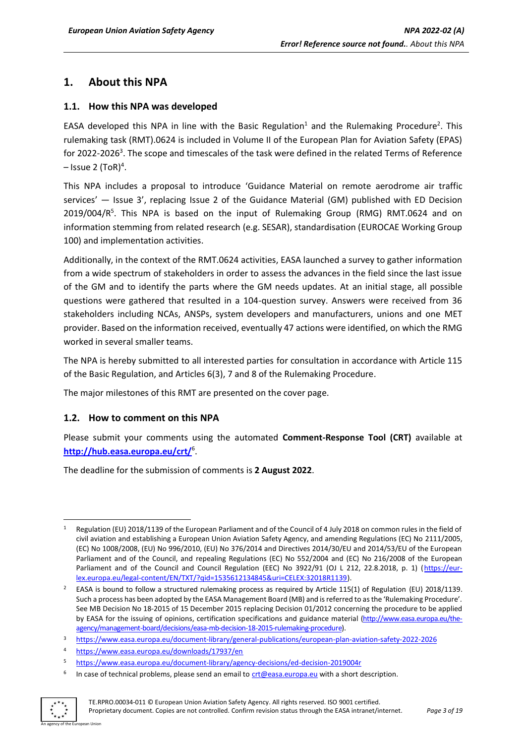# 1. About this NPA

## 1.1. How this NPA was developed

EASA developed this NPA in line with the Basic Regulation[1] and the Rulemaking Procedure[2]. This rulemaking task (RMT).0624 is included in Volume II of the European Plan for Aviation Safety (EPAS) for 2022-2026[3]. The scope and timescales of the task were defined in the related Terms of Reference – Issue 2 (ToR)[4].

This NPA includes a proposal to introduce 'Guidance Material on remote aerodrome air traffic services' — Issue 3', replacing Issue 2 of the Guidance Material (GM) published with ED Decision 2019/004/R[5]. This NPA is based on the input of Rulemaking Group (RMG) RMT.0624 and on information stemming from related research (e.g. SESAR), standardisation (EUROCAE Working Group 100) and implementation activities.

Additionally, in the context of the RMT.0624 activities, EASA launched a survey to gather information from a wide spectrum of stakeholders in order to assess the advances in the field since the last issue of the GM and to identify the parts where the GM needs updates. At an initial stage, all possible questions were gathered that resulted in a 104-question survey. Answers were received from 36 stakeholders including NCAs, ANSPs, system developers and manufacturers, unions and one MET provider. Based on the information received, eventually 47 actions were identified, on which the RMG worked in several smaller teams.

The NPA is hereby submitted to all interested parties for consultation in accordance with Article 115 of the Basic Regulation, and Articles 6(3), 7 and 8 of the Rulemaking Procedure.

The major milestones of this RMT are presented on the cover page.

## 1.2. How to comment on this NPA

Please submit your comments using the automated **Comment-Response Tool (CRT)** available at **http://hub.easa.europa.eu/crt/**[6].

The deadline for the submission of comments is **2 August 2022**.

---

[1] Regulation (EU) 2018/1139 of the European Parliament and of the Council of 4 July 2018 on common rules in the field of civil aviation and establishing a European Union Aviation Safety Agency, and amending Regulations (EC) No 2111/2005, (EC) No 1008/2008, (EU) No 996/2010, (EU) No 376/2014 and Directives 2014/30/EU and 2014/53/EU of the European Parliament and of the Council, and repealing Regulations (EC) No 552/2004 and (EC) No 216/2008 of the European Parliament and of the Council and Council Regulation (EEC) No 3922/91 (OJ L 212, 22.8.2018, p. 1) (https://eur-lex.europa.eu/legal-content/EN/TXT/?qid=1535612134845&uri=CELEX:32018R1139).

[2] EASA is bound to follow a structured rulemaking process as required by Article 115(1) of Regulation (EU) 2018/1139. Such a process has been adopted by the EASA Management Board (MB) and is referred to as the 'Rulemaking Procedure'. See MB Decision No 18-2015 of 15 December 2015 replacing Decision 01/2012 concerning the procedure to be applied by EASA for the issuing of opinions, certification specifications and guidance material (http://www.easa.europa.eu/the-agency/management-board/decisions/easa-mb-decision-18-2015-rulemaking-procedure).

[3] https://www.easa.europa.eu/document-library/general-publications/european-plan-aviation-safety-2022-2026

[4] https://www.easa.europa.eu/downloads/17937/en

[5] https://www.easa.europa.eu/document-library/agency-decisions/ed-decision-2019004r

[6] In case of technical problems, please send an email to crt@easa.europa.eu with a short description.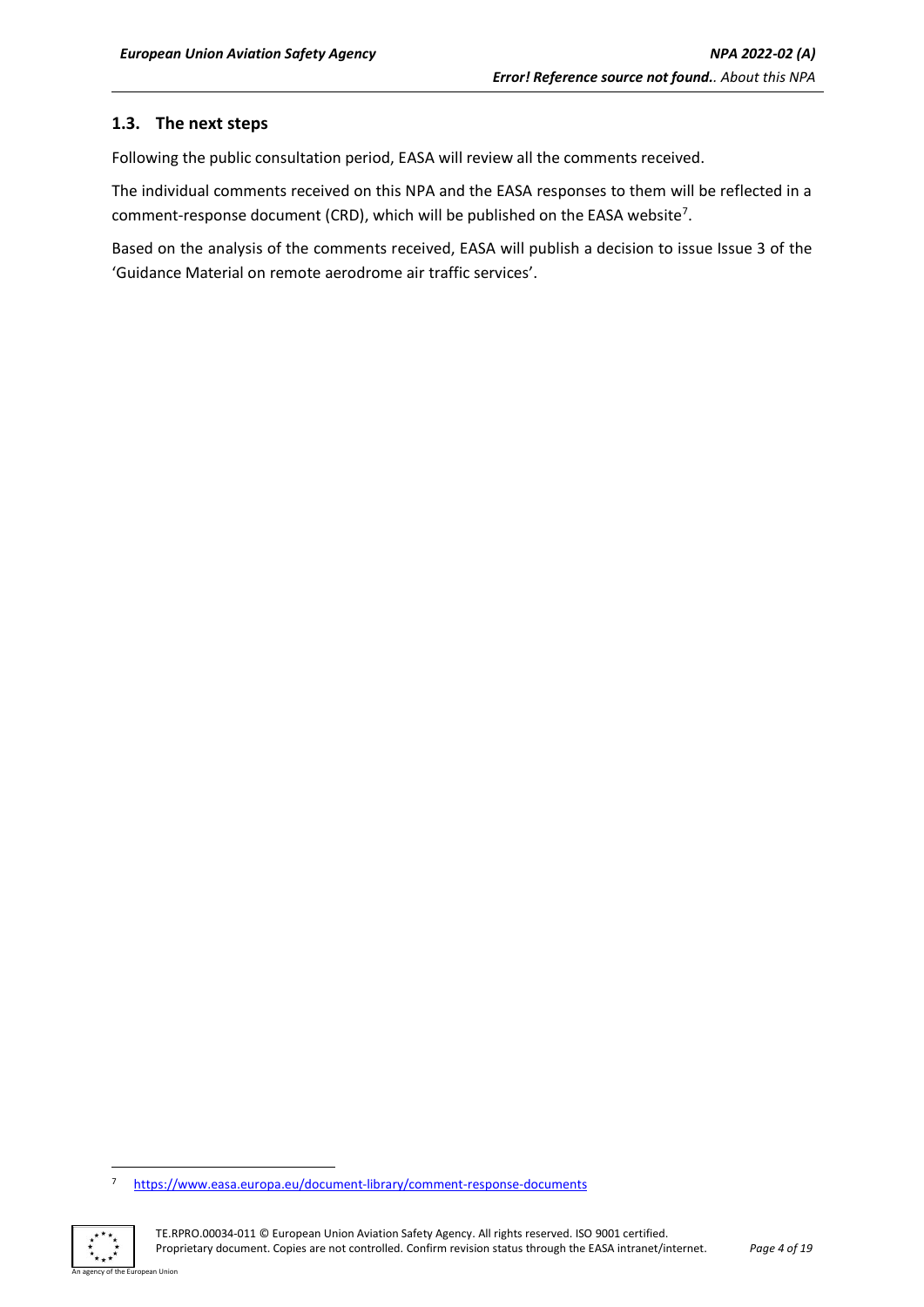## 1.3. The next steps

Following the public consultation period, EASA will review all the comments received.

The individual comments received on this NPA and the EASA responses to them will be reflected in a comment-response document (CRD), which will be published on the EASA website[7].

Based on the analysis of the comments received, EASA will publish a decision to issue Issue 3 of the 'Guidance Material on remote aerodrome air traffic services'.

[7] https://www.easa.europa.eu/document-library/comment-response-documents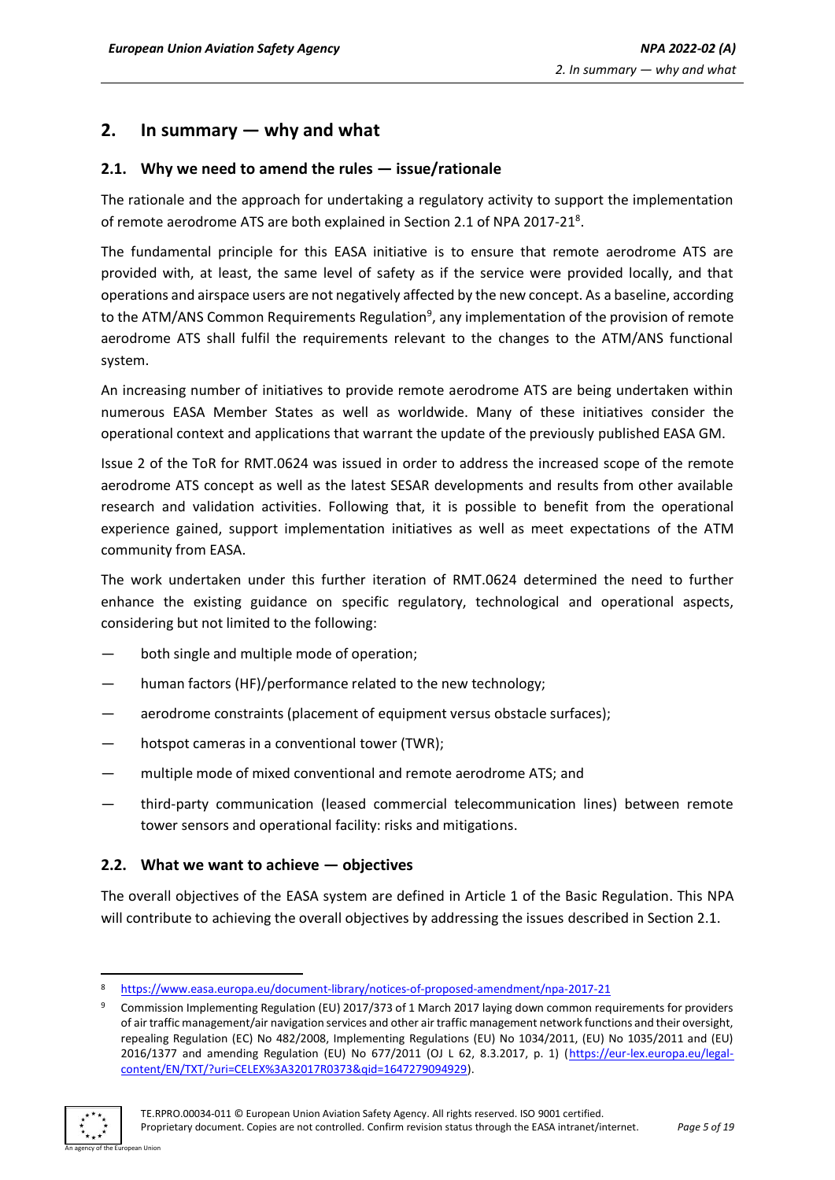# 2. In summary — why and what

## 2.1. Why we need to amend the rules — issue/rationale

The rationale and the approach for undertaking a regulatory activity to support the implementation of remote aerodrome ATS are both explained in Section 2.1 of NPA 2017-21[8].

The fundamental principle for this EASA initiative is to ensure that remote aerodrome ATS are provided with, at least, the same level of safety as if the service were provided locally, and that operations and airspace users are not negatively affected by the new concept. As a baseline, according to the ATM/ANS Common Requirements Regulation[9], any implementation of the provision of remote aerodrome ATS shall fulfil the requirements relevant to the changes to the ATM/ANS functional system.

An increasing number of initiatives to provide remote aerodrome ATS are being undertaken within numerous EASA Member States as well as worldwide. Many of these initiatives consider the operational context and applications that warrant the update of the previously published EASA GM.

Issue 2 of the ToR for RMT.0624 was issued in order to address the increased scope of the remote aerodrome ATS concept as well as the latest SESAR developments and results from other available research and validation activities. Following that, it is possible to benefit from the operational experience gained, support implementation initiatives as well as meet expectations of the ATM community from EASA.

The work undertaken under this further iteration of RMT.0624 determined the need to further enhance the existing guidance on specific regulatory, technological and operational aspects, considering but not limited to the following:

- both single and multiple mode of operation;
- human factors (HF)/performance related to the new technology;
- aerodrome constraints (placement of equipment versus obstacle surfaces);
- hotspot cameras in a conventional tower (TWR);
- multiple mode of mixed conventional and remote aerodrome ATS; and
- third-party communication (leased commercial telecommunication lines) between remote tower sensors and operational facility: risks and mitigations.

## 2.2. What we want to achieve — objectives

The overall objectives of the EASA system are defined in Article 1 of the Basic Regulation. This NPA will contribute to achieving the overall objectives by addressing the issues described in Section 2.1.

---

[8] https://www.easa.europa.eu/document-library/notices-of-proposed-amendment/npa-2017-21

[9] Commission Implementing Regulation (EU) 2017/373 of 1 March 2017 laying down common requirements for providers of air traffic management/air navigation services and other air traffic management network functions and their oversight, repealing Regulation (EC) No 482/2008, Implementing Regulations (EU) No 1034/2011, (EU) No 1035/2011 and (EU) 2016/1377 and amending Regulation (EU) No 677/2011 (OJ L 62, 8.3.2017, p. 1) (https://eur-lex.europa.eu/legal-content/EN/TXT/?uri=CELEX%3A32017R0373&qid=1647279094929).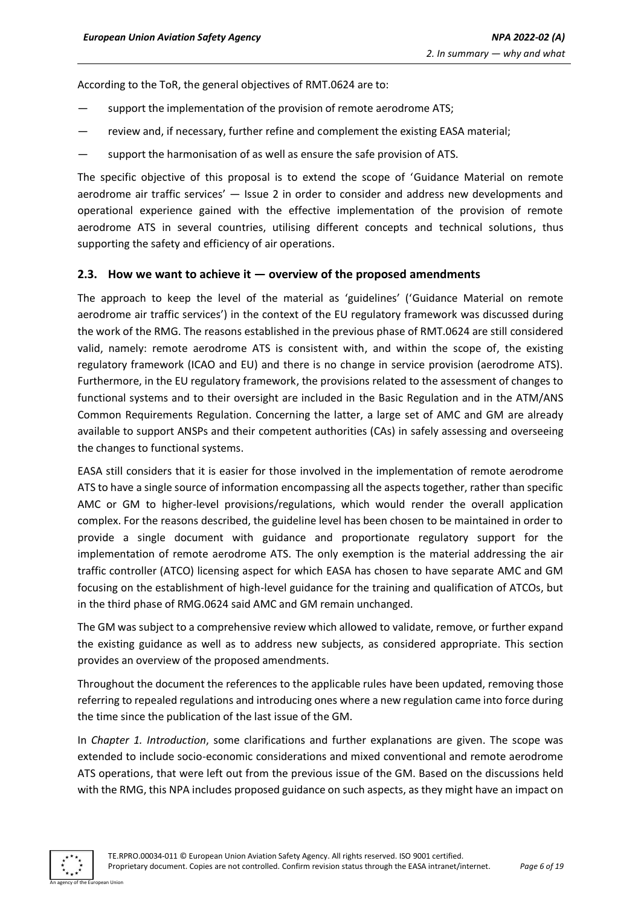According to the ToR, the general objectives of RMT.0624 are to:

- support the implementation of the provision of remote aerodrome ATS;
- review and, if necessary, further refine and complement the existing EASA material;
- support the harmonisation of as well as ensure the safe provision of ATS.

The specific objective of this proposal is to extend the scope of 'Guidance Material on remote aerodrome air traffic services' — Issue 2 in order to consider and address new developments and operational experience gained with the effective implementation of the provision of remote aerodrome ATS in several countries, utilising different concepts and technical solutions, thus supporting the safety and efficiency of air operations.

## 2.3. How we want to achieve it — overview of the proposed amendments

The approach to keep the level of the material as 'guidelines' ('Guidance Material on remote aerodrome air traffic services') in the context of the EU regulatory framework was discussed during the work of the RMG. The reasons established in the previous phase of RMT.0624 are still considered valid, namely: remote aerodrome ATS is consistent with, and within the scope of, the existing regulatory framework (ICAO and EU) and there is no change in service provision (aerodrome ATS). Furthermore, in the EU regulatory framework, the provisions related to the assessment of changes to functional systems and to their oversight are included in the Basic Regulation and in the ATM/ANS Common Requirements Regulation. Concerning the latter, a large set of AMC and GM are already available to support ANSPs and their competent authorities (CAs) in safely assessing and overseeing the changes to functional systems.

EASA still considers that it is easier for those involved in the implementation of remote aerodrome ATS to have a single source of information encompassing all the aspects together, rather than specific AMC or GM to higher-level provisions/regulations, which would render the overall application complex. For the reasons described, the guideline level has been chosen to be maintained in order to provide a single document with guidance and proportionate regulatory support for the implementation of remote aerodrome ATS. The only exemption is the material addressing the air traffic controller (ATCO) licensing aspect for which EASA has chosen to have separate AMC and GM focusing on the establishment of high-level guidance for the training and qualification of ATCOs, but in the third phase of RMG.0624 said AMC and GM remain unchanged.

The GM was subject to a comprehensive review which allowed to validate, remove, or further expand the existing guidance as well as to address new subjects, as considered appropriate. This section provides an overview of the proposed amendments.

Throughout the document the references to the applicable rules have been updated, removing those referring to repealed regulations and introducing ones where a new regulation came into force during the time since the publication of the last issue of the GM.

In *Chapter 1. Introduction*, some clarifications and further explanations are given. The scope was extended to include socio-economic considerations and mixed conventional and remote aerodrome ATS operations, that were left out from the previous issue of the GM. Based on the discussions held with the RMG, this NPA includes proposed guidance on such aspects, as they might have an impact on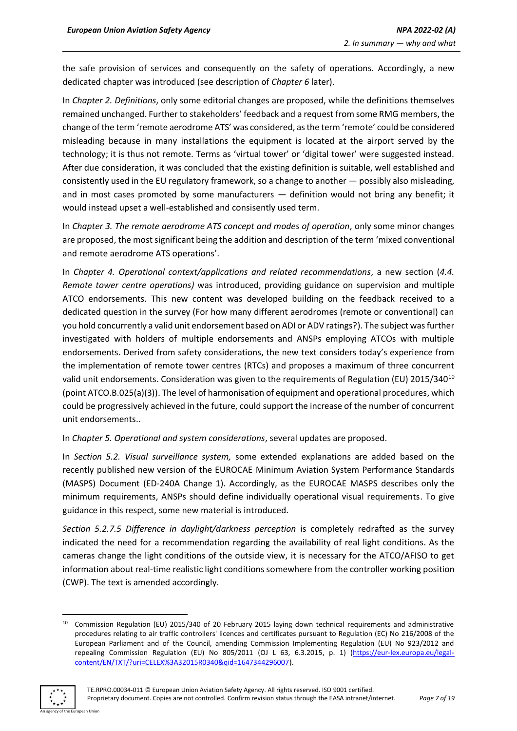the safe provision of services and consequently on the safety of operations. Accordingly, a new dedicated chapter was introduced (see description of *Chapter 6* later).

In *Chapter 2. Definitions*, only some editorial changes are proposed, while the definitions themselves remained unchanged. Further to stakeholders' feedback and a request from some RMG members, the change of the term 'remote aerodrome ATS' was considered, as the term 'remote' could be considered misleading because in many installations the equipment is located at the airport served by the technology; it is thus not remote. Terms as 'virtual tower' or 'digital tower' were suggested instead. After due consideration, it was concluded that the existing definition is suitable, well established and consistently used in the EU regulatory framework, so a change to another — possibly also misleading, and in most cases promoted by some manufacturers — definition would not bring any benefit; it would instead upset a well-established and consisently used term.

In *Chapter 3. The remote aerodrome ATS concept and modes of operation*, only some minor changes are proposed, the most significant being the addition and description of the term 'mixed conventional and remote aerodrome ATS operations'.

In *Chapter 4. Operational context/applications and related recommendations*, a new section (*4.4. Remote tower centre operations)* was introduced, providing guidance on supervision and multiple ATCO endorsements. This new content was developed building on the feedback received to a dedicated question in the survey (For how many different aerodromes (remote or conventional) can you hold concurrently a valid unit endorsement based on ADI or ADV ratings?). The subject was further investigated with holders of multiple endorsements and ANSPs employing ATCOs with multiple endorsements. Derived from safety considerations, the new text considers today's experience from the implementation of remote tower centres (RTCs) and proposes a maximum of three concurrent valid unit endorsements. Consideration was given to the requirements of Regulation (EU) 2015/340[10] (point ATCO.B.025(a)(3)). The level of harmonisation of equipment and operational procedures, which could be progressively achieved in the future, could support the increase of the number of concurrent unit endorsements..

In *Chapter 5. Operational and system considerations*, several updates are proposed.

In *Section 5.2. Visual surveillance system,* some extended explanations are added based on the recently published new version of the EUROCAE Minimum Aviation System Performance Standards (MASPS) Document (ED-240A Change 1). Accordingly, as the EUROCAE MASPS describes only the minimum requirements, ANSPs should define individually operational visual requirements. To give guidance in this respect, some new material is introduced.

*Section 5.2.7.5 Difference in daylight/darkness perception* is completely redrafted as the survey indicated the need for a recommendation regarding the availability of real light conditions. As the cameras change the light conditions of the outside view, it is necessary for the ATCO/AFISO to get information about real-time realistic light conditions somewhere from the controller working position (CWP). The text is amended accordingly.

---

[10] Commission Regulation (EU) 2015/340 of 20 February 2015 laying down technical requirements and administrative procedures relating to air traffic controllers' licences and certificates pursuant to Regulation (EC) No 216/2008 of the European Parliament and of the Council, amending Commission Implementing Regulation (EU) No 923/2012 and repealing Commission Regulation (EU) No 805/2011 (OJ L 63, 6.3.2015, p. 1) (https://eur-lex.europa.eu/legal-content/EN/TXT/?uri=CELEX%3A32015R0340&qid=1647344296007).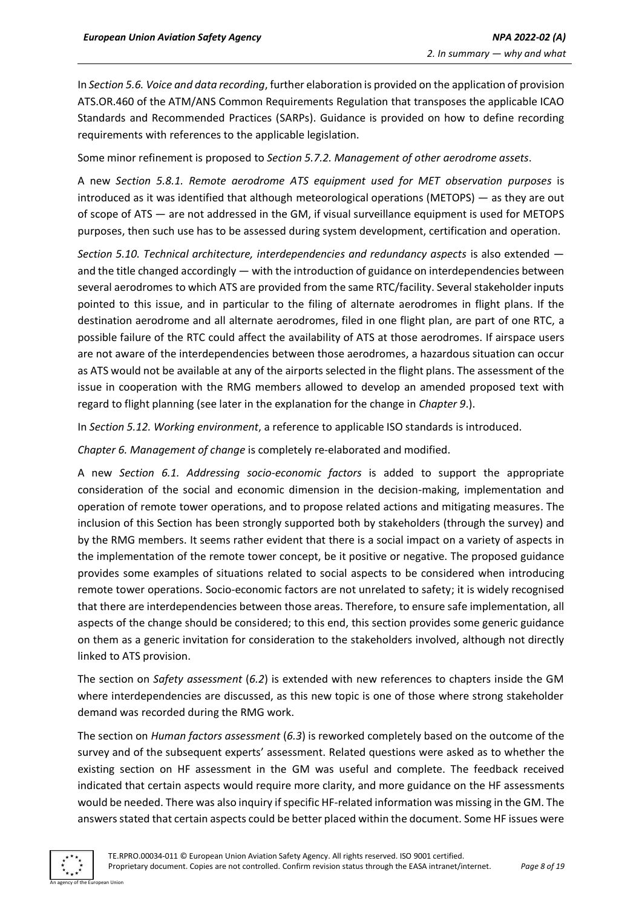In *Section 5.6. Voice and data recording*, further elaboration is provided on the application of provision ATS.OR.460 of the ATM/ANS Common Requirements Regulation that transposes the applicable ICAO Standards and Recommended Practices (SARPs). Guidance is provided on how to define recording requirements with references to the applicable legislation.

Some minor refinement is proposed to *Section 5.7.2. Management of other aerodrome assets*.

A new *Section 5.8.1. Remote aerodrome ATS equipment used for MET observation purposes* is introduced as it was identified that although meteorological operations (METOPS) — as they are out of scope of ATS — are not addressed in the GM, if visual surveillance equipment is used for METOPS purposes, then such use has to be assessed during system development, certification and operation.

*Section 5.10. Technical architecture, interdependencies and redundancy aspects* is also extended — and the title changed accordingly — with the introduction of guidance on interdependencies between several aerodromes to which ATS are provided from the same RTC/facility. Several stakeholder inputs pointed to this issue, and in particular to the filing of alternate aerodromes in flight plans. If the destination aerodrome and all alternate aerodromes, filed in one flight plan, are part of one RTC, a possible failure of the RTC could affect the availability of ATS at those aerodromes. If airspace users are not aware of the interdependencies between those aerodromes, a hazardous situation can occur as ATS would not be available at any of the airports selected in the flight plans. The assessment of the issue in cooperation with the RMG members allowed to develop an amended proposed text with regard to flight planning (see later in the explanation for the change in *Chapter 9*.).

In *Section 5.12. Working environment*, a reference to applicable ISO standards is introduced.

*Chapter 6. Management of change* is completely re-elaborated and modified.

A new *Section 6.1. Addressing socio-economic factors* is added to support the appropriate consideration of the social and economic dimension in the decision-making, implementation and operation of remote tower operations, and to propose related actions and mitigating measures. The inclusion of this Section has been strongly supported both by stakeholders (through the survey) and by the RMG members. It seems rather evident that there is a social impact on a variety of aspects in the implementation of the remote tower concept, be it positive or negative. The proposed guidance provides some examples of situations related to social aspects to be considered when introducing remote tower operations. Socio-economic factors are not unrelated to safety; it is widely recognised that there are interdependencies between those areas. Therefore, to ensure safe implementation, all aspects of the change should be considered; to this end, this section provides some generic guidance on them as a generic invitation for consideration to the stakeholders involved, although not directly linked to ATS provision.

The section on *Safety assessment* (*6.2*) is extended with new references to chapters inside the GM where interdependencies are discussed, as this new topic is one of those where strong stakeholder demand was recorded during the RMG work.

The section on *Human factors assessment* (*6.3*) is reworked completely based on the outcome of the survey and of the subsequent experts' assessment. Related questions were asked as to whether the existing section on HF assessment in the GM was useful and complete. The feedback received indicated that certain aspects would require more clarity, and more guidance on the HF assessments would be needed. There was also inquiry if specific HF-related information was missing in the GM. The answers stated that certain aspects could be better placed within the document. Some HF issues were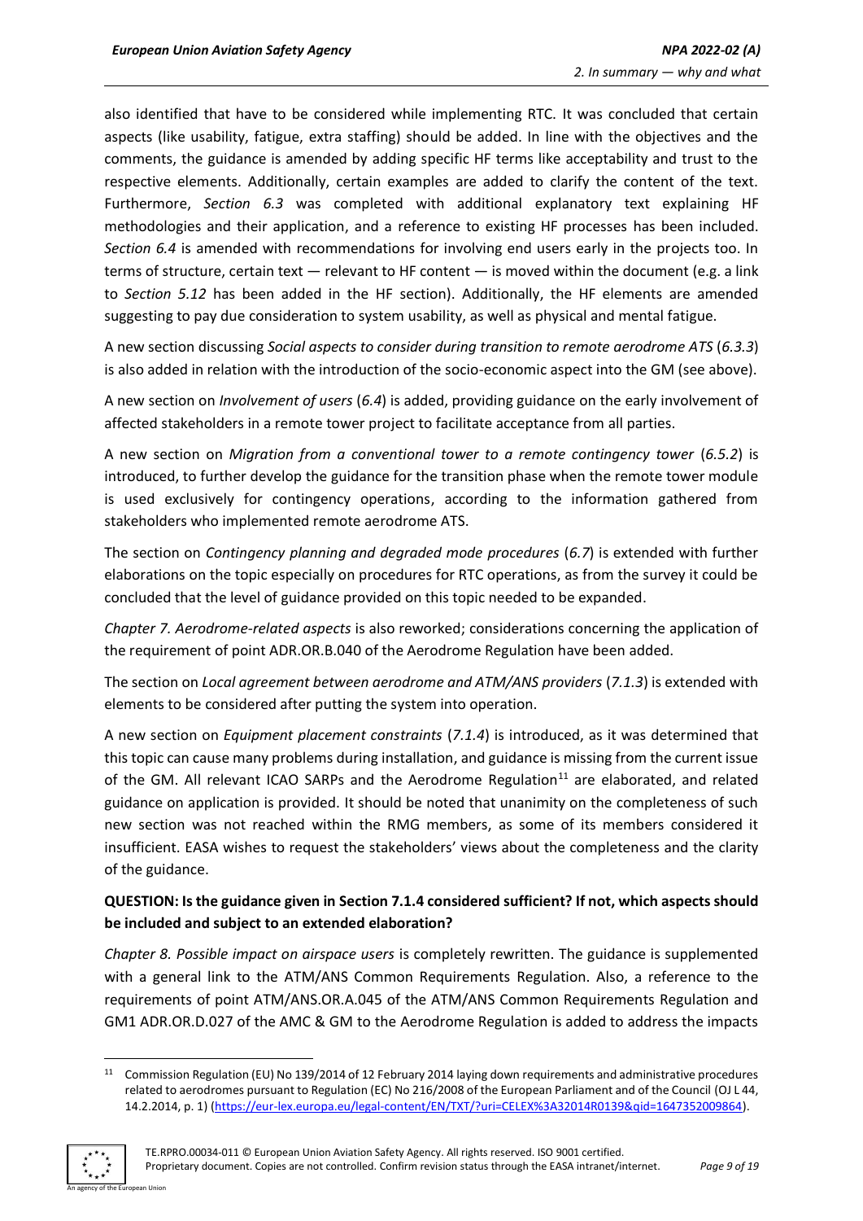also identified that have to be considered while implementing RTC. It was concluded that certain aspects (like usability, fatigue, extra staffing) should be added. In line with the objectives and the comments, the guidance is amended by adding specific HF terms like acceptability and trust to the respective elements. Additionally, certain examples are added to clarify the content of the text. Furthermore, *Section 6.3* was completed with additional explanatory text explaining HF methodologies and their application, and a reference to existing HF processes has been included. *Section 6.4* is amended with recommendations for involving end users early in the projects too. In terms of structure, certain text — relevant to HF content — is moved within the document (e.g. a link to *Section 5.12* has been added in the HF section). Additionally, the HF elements are amended suggesting to pay due consideration to system usability, as well as physical and mental fatigue.

A new section discussing *Social aspects to consider during transition to remote aerodrome ATS* (*6.3.3*) is also added in relation with the introduction of the socio-economic aspect into the GM (see above).

A new section on *Involvement of users* (*6.4*) is added, providing guidance on the early involvement of affected stakeholders in a remote tower project to facilitate acceptance from all parties.

A new section on *Migration from a conventional tower to a remote contingency tower* (*6.5.2*) is introduced, to further develop the guidance for the transition phase when the remote tower module is used exclusively for contingency operations, according to the information gathered from stakeholders who implemented remote aerodrome ATS.

The section on *Contingency planning and degraded mode procedures* (*6.7*) is extended with further elaborations on the topic especially on procedures for RTC operations, as from the survey it could be concluded that the level of guidance provided on this topic needed to be expanded.

*Chapter 7. Aerodrome-related aspects* is also reworked; considerations concerning the application of the requirement of point ADR.OR.B.040 of the Aerodrome Regulation have been added.

The section on *Local agreement between aerodrome and ATM/ANS providers* (*7.1.3*) is extended with elements to be considered after putting the system into operation.

A new section on *Equipment placement constraints* (*7.1.4*) is introduced, as it was determined that this topic can cause many problems during installation, and guidance is missing from the current issue of the GM. All relevant ICAO SARPs and the Aerodrome Regulation[11] are elaborated, and related guidance on application is provided. It should be noted that unanimity on the completeness of such new section was not reached within the RMG members, as some of its members considered it insufficient. EASA wishes to request the stakeholders' views about the completeness and the clarity of the guidance.

**QUESTION: Is the guidance given in Section 7.1.4 considered sufficient? If not, which aspects should be included and subject to an extended elaboration?**

*Chapter 8. Possible impact on airspace users* is completely rewritten. The guidance is supplemented with a general link to the ATM/ANS Common Requirements Regulation. Also, a reference to the requirements of point ATM/ANS.OR.A.045 of the ATM/ANS Common Requirements Regulation and GM1 ADR.OR.D.027 of the AMC & GM to the Aerodrome Regulation is added to address the impacts

---

[11] Commission Regulation (EU) No 139/2014 of 12 February 2014 laying down requirements and administrative procedures related to aerodromes pursuant to Regulation (EC) No 216/2008 of the European Parliament and of the Council (OJ L 44, 14.2.2014, p. 1) (https://eur-lex.europa.eu/legal-content/EN/TXT/?uri=CELEX%3A32014R0139&qid=1647352009864).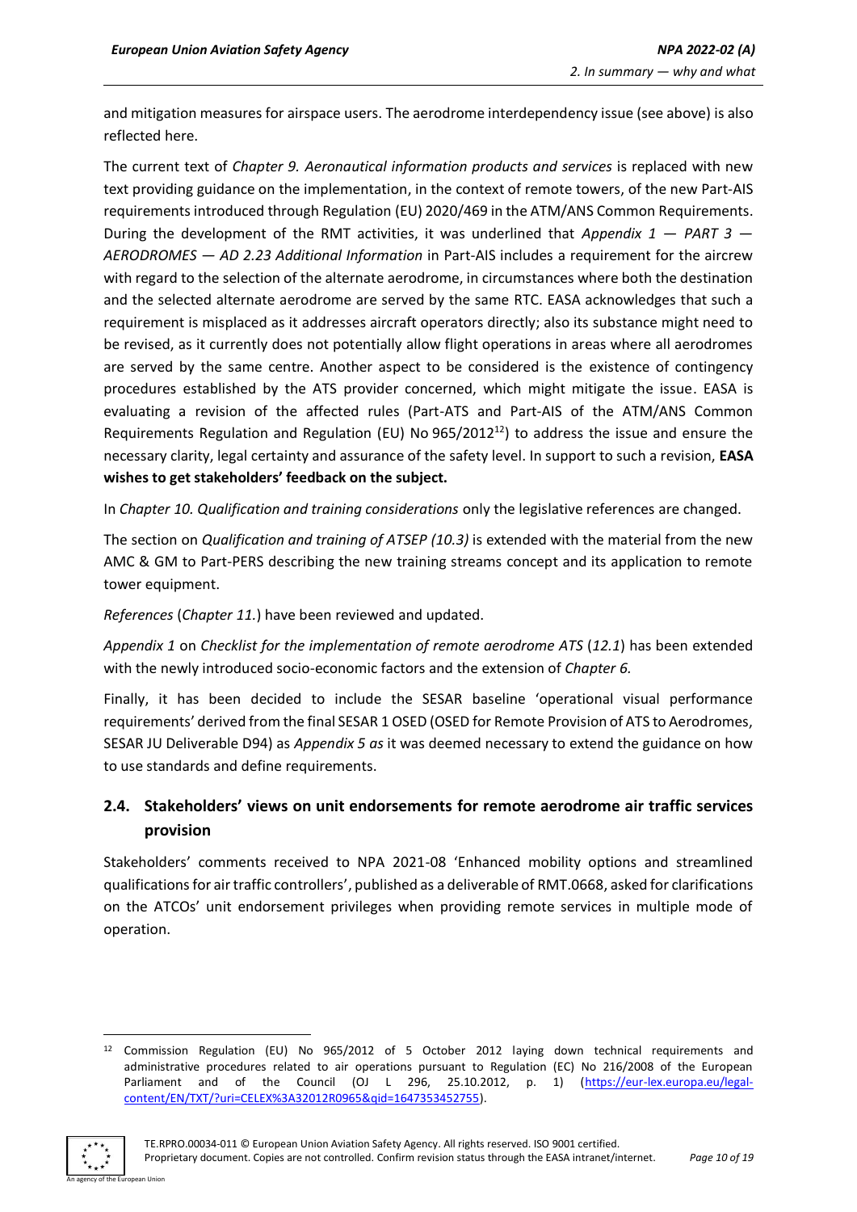and mitigation measures for airspace users. The aerodrome interdependency issue (see above) is also reflected here.

The current text of *Chapter 9. Aeronautical information products and services* is replaced with new text providing guidance on the implementation, in the context of remote towers, of the new Part-AIS requirements introduced through Regulation (EU) 2020/469 in the ATM/ANS Common Requirements. During the development of the RMT activities, it was underlined that *Appendix 1 — PART 3 — AERODROMES — AD 2.23 Additional Information* in Part-AIS includes a requirement for the aircrew with regard to the selection of the alternate aerodrome, in circumstances where both the destination and the selected alternate aerodrome are served by the same RTC. EASA acknowledges that such a requirement is misplaced as it addresses aircraft operators directly; also its substance might need to be revised, as it currently does not potentially allow flight operations in areas where all aerodromes are served by the same centre. Another aspect to be considered is the existence of contingency procedures established by the ATS provider concerned, which might mitigate the issue. EASA is evaluating a revision of the affected rules (Part-ATS and Part-AIS of the ATM/ANS Common Requirements Regulation and Regulation (EU) No 965/2012[12]) to address the issue and ensure the necessary clarity, legal certainty and assurance of the safety level. In support to such a revision, **EASA wishes to get stakeholders' feedback on the subject.**

In *Chapter 10. Qualification and training considerations* only the legislative references are changed.

The section on *Qualification and training of ATSEP (10.3)* is extended with the material from the new AMC & GM to Part-PERS describing the new training streams concept and its application to remote tower equipment.

*References* (*Chapter 11.*) have been reviewed and updated.

*Appendix 1* on *Checklist for the implementation of remote aerodrome ATS* (*12.1*) has been extended with the newly introduced socio-economic factors and the extension of *Chapter 6.*

Finally, it has been decided to include the SESAR baseline 'operational visual performance requirements' derived from the final SESAR 1 OSED (OSED for Remote Provision of ATS to Aerodromes, SESAR JU Deliverable D94) as *Appendix 5 as* it was deemed necessary to extend the guidance on how to use standards and define requirements.

## 2.4. Stakeholders' views on unit endorsements for remote aerodrome air traffic services provision

Stakeholders' comments received to NPA 2021-08 'Enhanced mobility options and streamlined qualifications for air traffic controllers', published as a deliverable of RMT.0668, asked for clarifications on the ATCOs' unit endorsement privileges when providing remote services in multiple mode of operation.

---

[12] Commission Regulation (EU) No 965/2012 of 5 October 2012 laying down technical requirements and administrative procedures related to air operations pursuant to Regulation (EC) No 216/2008 of the European Parliament and of the Council (OJ L 296, 25.10.2012, p. 1) (https://eur-lex.europa.eu/legal-content/EN/TXT/?uri=CELEX%3A32012R0965&qid=1647353452755).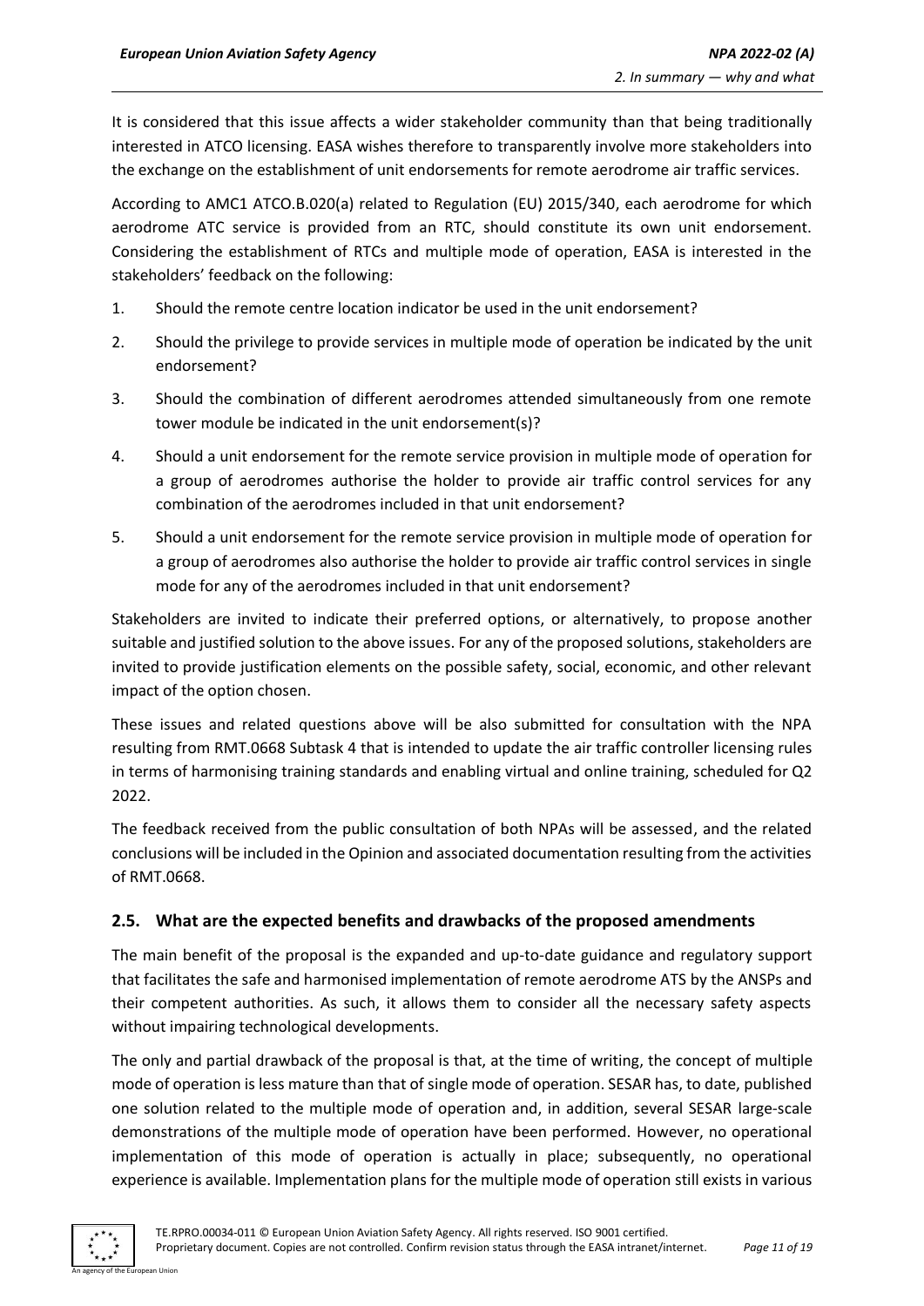It is considered that this issue affects a wider stakeholder community than that being traditionally interested in ATCO licensing. EASA wishes therefore to transparently involve more stakeholders into the exchange on the establishment of unit endorsements for remote aerodrome air traffic services.

According to AMC1 ATCO.B.020(a) related to Regulation (EU) 2015/340, each aerodrome for which aerodrome ATC service is provided from an RTC, should constitute its own unit endorsement. Considering the establishment of RTCs and multiple mode of operation, EASA is interested in the stakeholders' feedback on the following:

1. Should the remote centre location indicator be used in the unit endorsement?
2. Should the privilege to provide services in multiple mode of operation be indicated by the unit endorsement?
3. Should the combination of different aerodromes attended simultaneously from one remote tower module be indicated in the unit endorsement(s)?
4. Should a unit endorsement for the remote service provision in multiple mode of operation for a group of aerodromes authorise the holder to provide air traffic control services for any combination of the aerodromes included in that unit endorsement?
5. Should a unit endorsement for the remote service provision in multiple mode of operation for a group of aerodromes also authorise the holder to provide air traffic control services in single mode for any of the aerodromes included in that unit endorsement?

Stakeholders are invited to indicate their preferred options, or alternatively, to propose another suitable and justified solution to the above issues. For any of the proposed solutions, stakeholders are invited to provide justification elements on the possible safety, social, economic, and other relevant impact of the option chosen.

These issues and related questions above will be also submitted for consultation with the NPA resulting from RMT.0668 Subtask 4 that is intended to update the air traffic controller licensing rules in terms of harmonising training standards and enabling virtual and online training, scheduled for Q2 2022.

The feedback received from the public consultation of both NPAs will be assessed, and the related conclusions will be included in the Opinion and associated documentation resulting from the activities of RMT.0668.

## 2.5. What are the expected benefits and drawbacks of the proposed amendments

The main benefit of the proposal is the expanded and up-to-date guidance and regulatory support that facilitates the safe and harmonised implementation of remote aerodrome ATS by the ANSPs and their competent authorities. As such, it allows them to consider all the necessary safety aspects without impairing technological developments.

The only and partial drawback of the proposal is that, at the time of writing, the concept of multiple mode of operation is less mature than that of single mode of operation. SESAR has, to date, published one solution related to the multiple mode of operation and, in addition, several SESAR large-scale demonstrations of the multiple mode of operation have been performed. However, no operational implementation of this mode of operation is actually in place; subsequently, no operational experience is available. Implementation plans for the multiple mode of operation still exists in various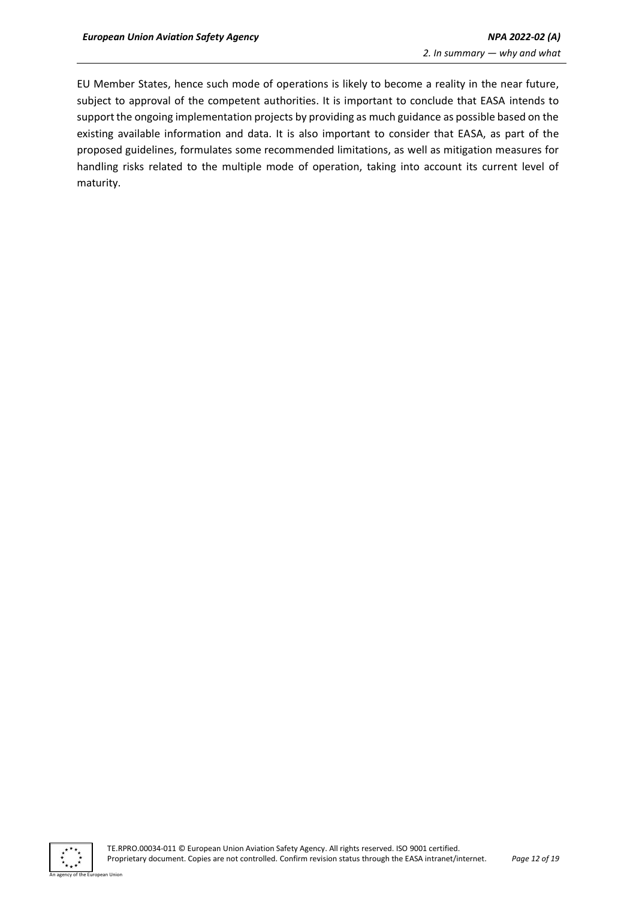EU Member States, hence such mode of operations is likely to become a reality in the near future, subject to approval of the competent authorities. It is important to conclude that EASA intends to support the ongoing implementation projects by providing as much guidance as possible based on the existing available information and data. It is also important to consider that EASA, as part of the proposed guidelines, formulates some recommended limitations, as well as mitigation measures for handling risks related to the multiple mode of operation, taking into account its current level of maturity.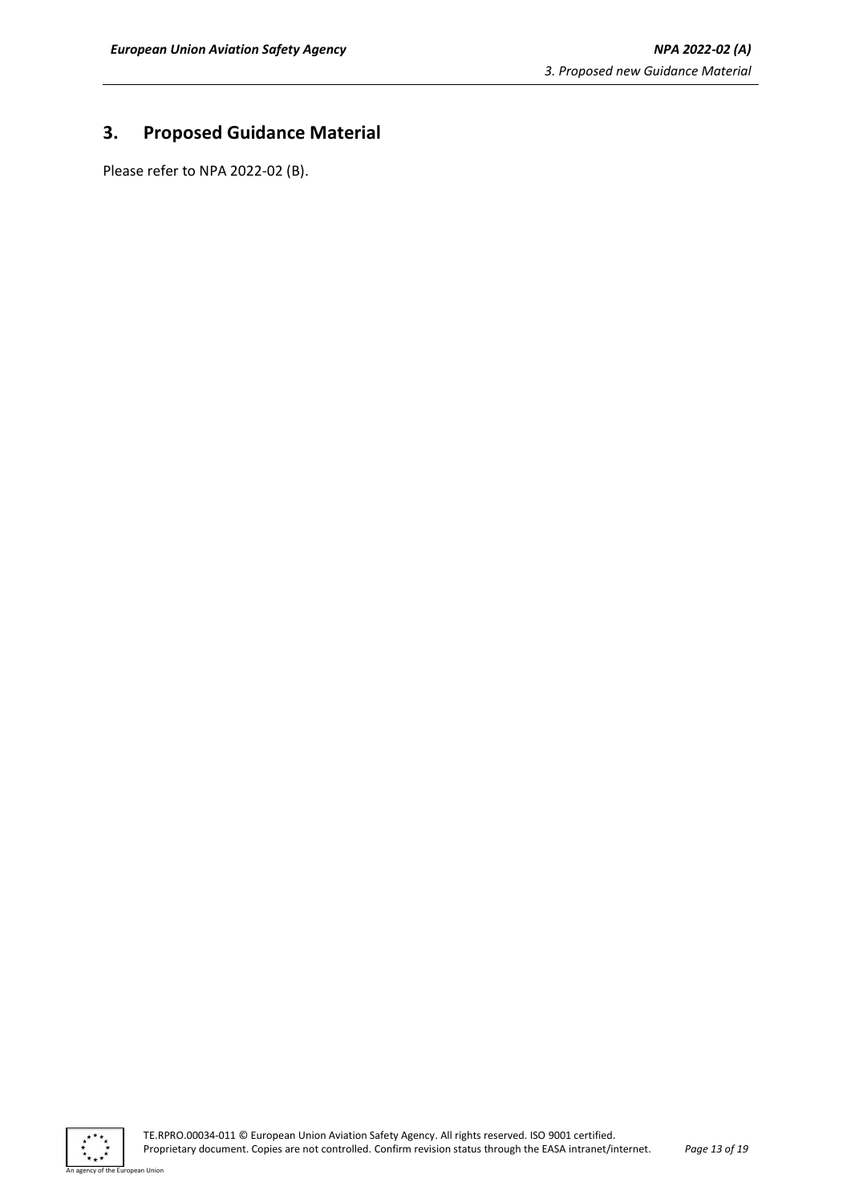# 3. Proposed Guidance Material

Please refer to NPA 2022-02 (B).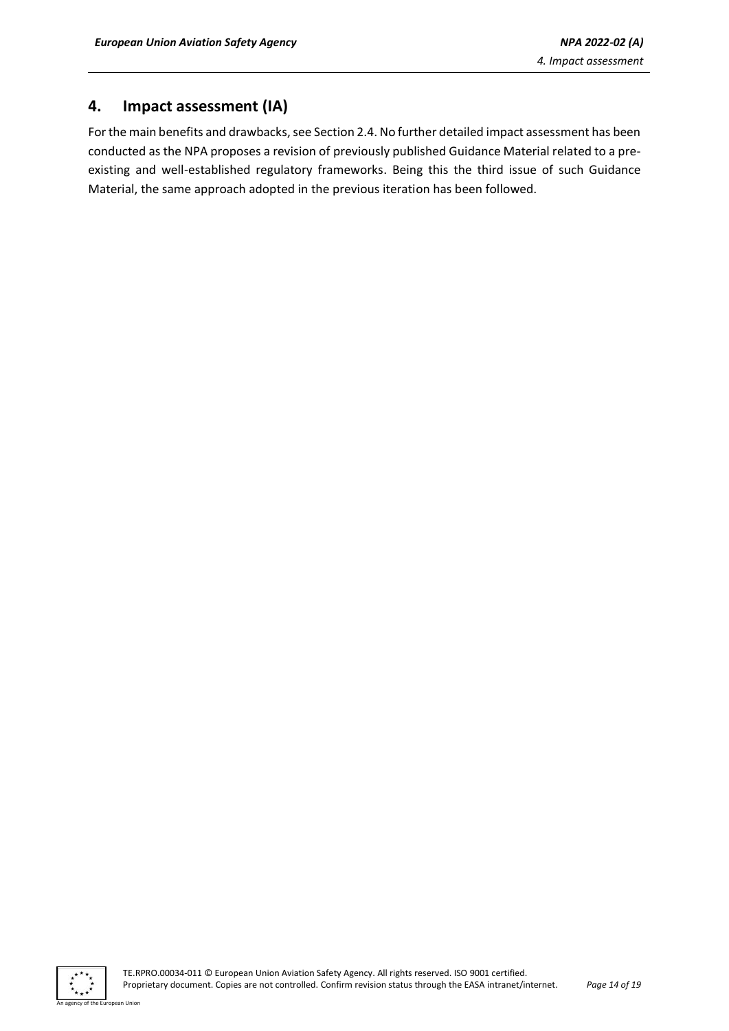## 4. Impact assessment (IA)

For the main benefits and drawbacks, see Section 2.4. No further detailed impact assessment has been conducted as the NPA proposes a revision of previously published Guidance Material related to a pre-existing and well-established regulatory frameworks. Being this the third issue of such Guidance Material, the same approach adopted in the previous iteration has been followed.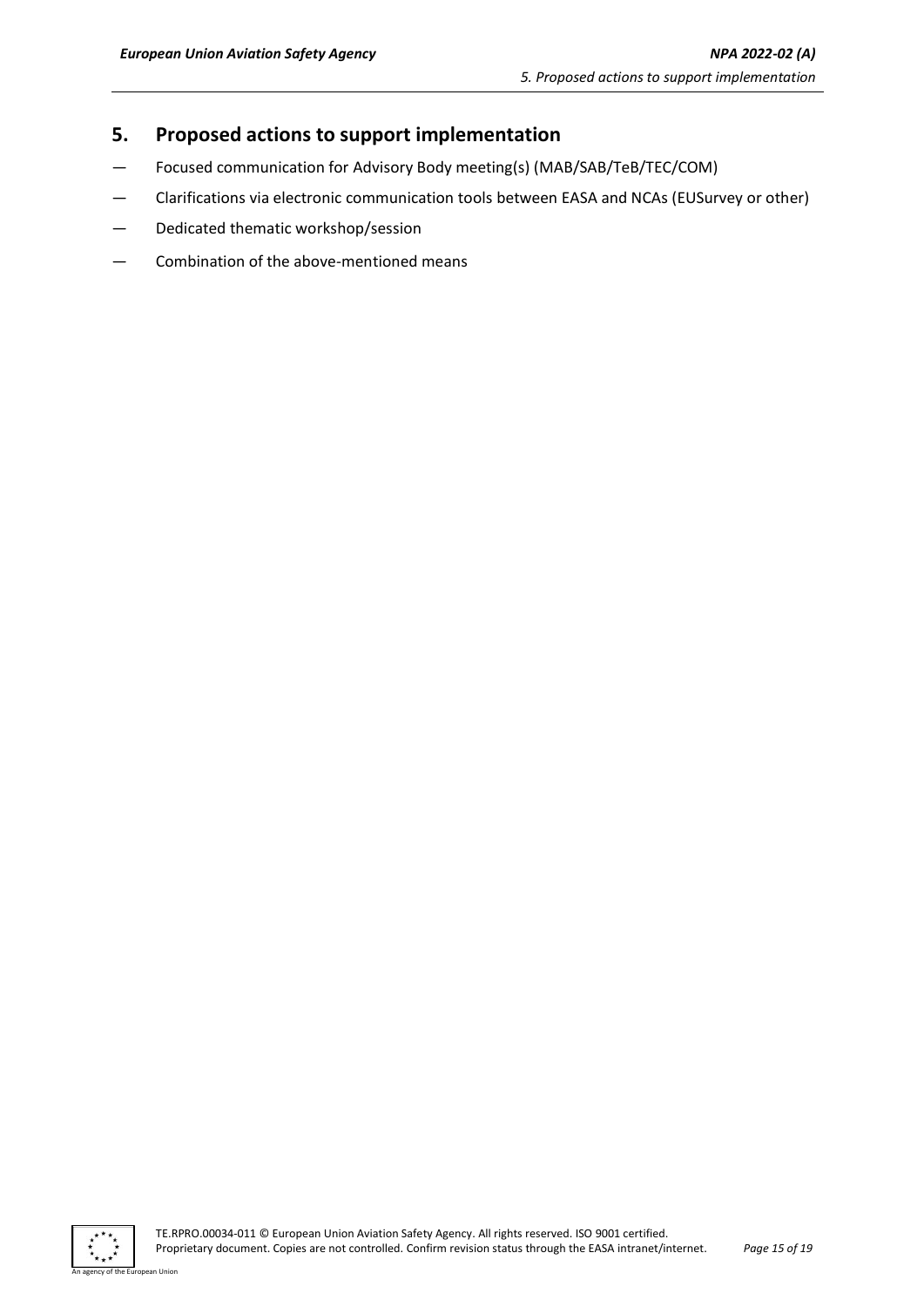## 5. Proposed actions to support implementation

- Focused communication for Advisory Body meeting(s) (MAB/SAB/TeB/TEC/COM)
- Clarifications via electronic communication tools between EASA and NCAs (EUSurvey or other)
- Dedicated thematic workshop/session
- Combination of the above-mentioned means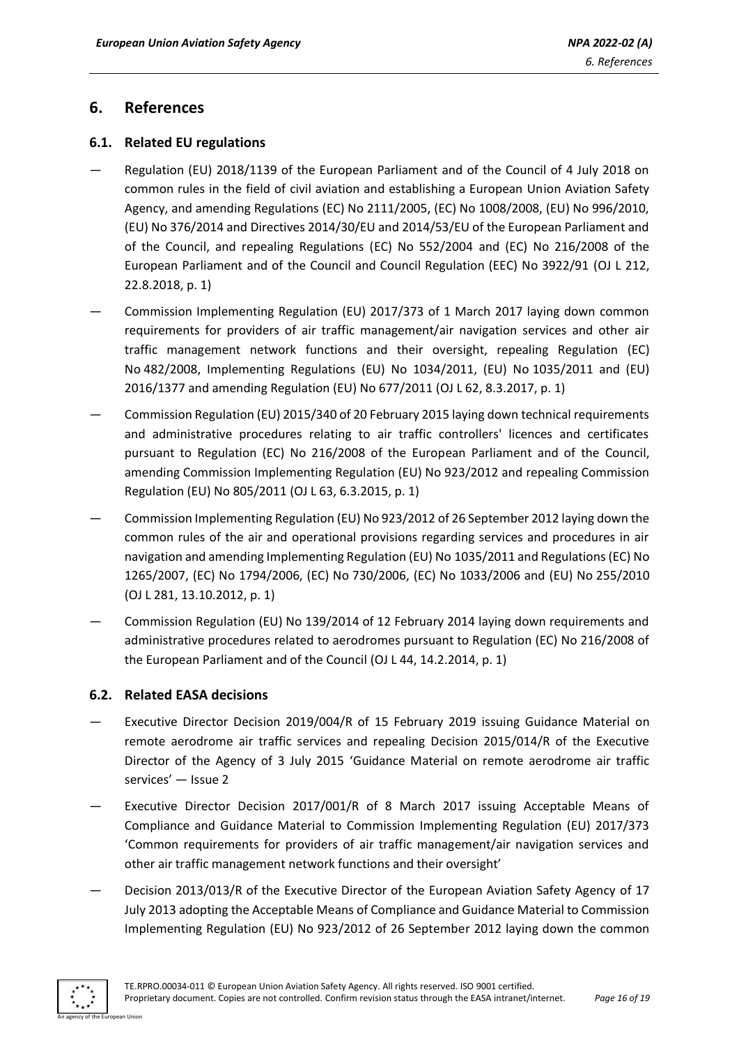# 6. References

## 6.1. Related EU regulations

- Regulation (EU) 2018/1139 of the European Parliament and of the Council of 4 July 2018 on common rules in the field of civil aviation and establishing a European Union Aviation Safety Agency, and amending Regulations (EC) No 2111/2005, (EC) No 1008/2008, (EU) No 996/2010, (EU) No 376/2014 and Directives 2014/30/EU and 2014/53/EU of the European Parliament and of the Council, and repealing Regulations (EC) No 552/2004 and (EC) No 216/2008 of the European Parliament and of the Council and Council Regulation (EEC) No 3922/91 (OJ L 212, 22.8.2018, p. 1)
- Commission Implementing Regulation (EU) 2017/373 of 1 March 2017 laying down common requirements for providers of air traffic management/air navigation services and other air traffic management network functions and their oversight, repealing Regulation (EC) No 482/2008, Implementing Regulations (EU) No 1034/2011, (EU) No 1035/2011 and (EU) 2016/1377 and amending Regulation (EU) No 677/2011 (OJ L 62, 8.3.2017, p. 1)
- Commission Regulation (EU) 2015/340 of 20 February 2015 laying down technical requirements and administrative procedures relating to air traffic controllers' licences and certificates pursuant to Regulation (EC) No 216/2008 of the European Parliament and of the Council, amending Commission Implementing Regulation (EU) No 923/2012 and repealing Commission Regulation (EU) No 805/2011 (OJ L 63, 6.3.2015, p. 1)
- Commission Implementing Regulation (EU) No 923/2012 of 26 September 2012 laying down the common rules of the air and operational provisions regarding services and procedures in air navigation and amending Implementing Regulation (EU) No 1035/2011 and Regulations (EC) No 1265/2007, (EC) No 1794/2006, (EC) No 730/2006, (EC) No 1033/2006 and (EU) No 255/2010 (OJ L 281, 13.10.2012, p. 1)
- Commission Regulation (EU) No 139/2014 of 12 February 2014 laying down requirements and administrative procedures related to aerodromes pursuant to Regulation (EC) No 216/2008 of the European Parliament and of the Council (OJ L 44, 14.2.2014, p. 1)

## 6.2. Related EASA decisions

- Executive Director Decision 2019/004/R of 15 February 2019 issuing Guidance Material on remote aerodrome air traffic services and repealing Decision 2015/014/R of the Executive Director of the Agency of 3 July 2015 'Guidance Material on remote aerodrome air traffic services' — Issue 2
- Executive Director Decision 2017/001/R of 8 March 2017 issuing Acceptable Means of Compliance and Guidance Material to Commission Implementing Regulation (EU) 2017/373 'Common requirements for providers of air traffic management/air navigation services and other air traffic management network functions and their oversight'
- Decision 2013/013/R of the Executive Director of the European Aviation Safety Agency of 17 July 2013 adopting the Acceptable Means of Compliance and Guidance Material to Commission Implementing Regulation (EU) No 923/2012 of 26 September 2012 laying down the common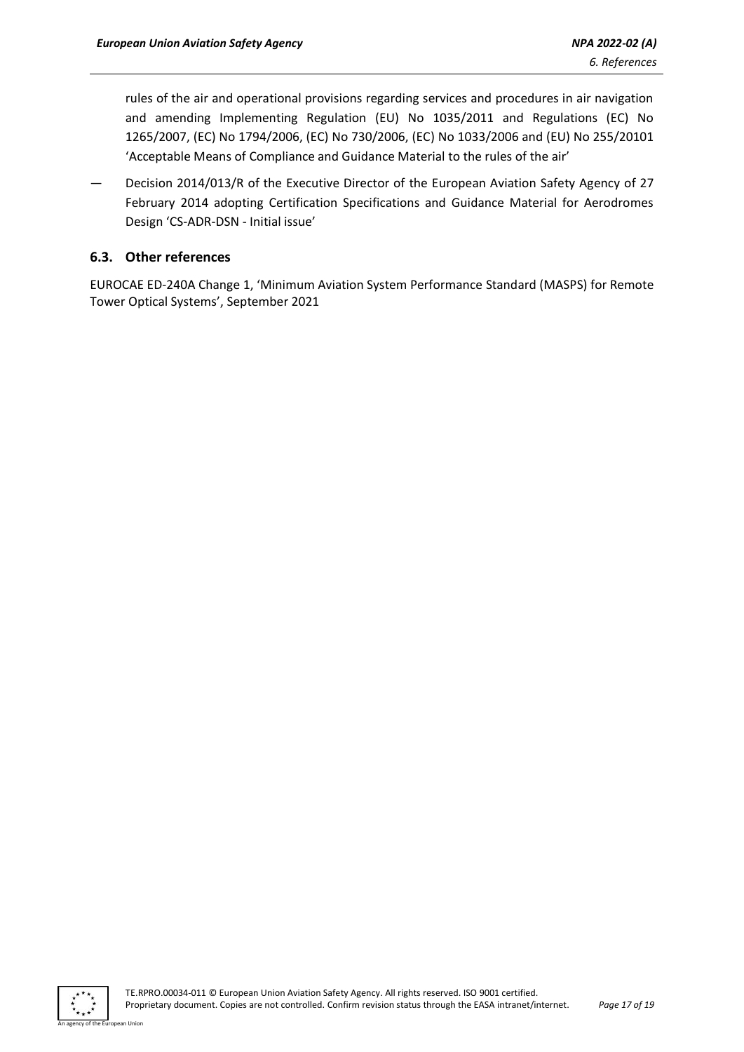rules of the air and operational provisions regarding services and procedures in air navigation and amending Implementing Regulation (EU) No 1035/2011 and Regulations (EC) No 1265/2007, (EC) No 1794/2006, (EC) No 730/2006, (EC) No 1033/2006 and (EU) No 255/20101 'Acceptable Means of Compliance and Guidance Material to the rules of the air'

— Decision 2014/013/R of the Executive Director of the European Aviation Safety Agency of 27 February 2014 adopting Certification Specifications and Guidance Material for Aerodromes Design 'CS-ADR-DSN - Initial issue'

## 6.3. Other references

EUROCAE ED-240A Change 1, 'Minimum Aviation System Performance Standard (MASPS) for Remote Tower Optical Systems', September 2021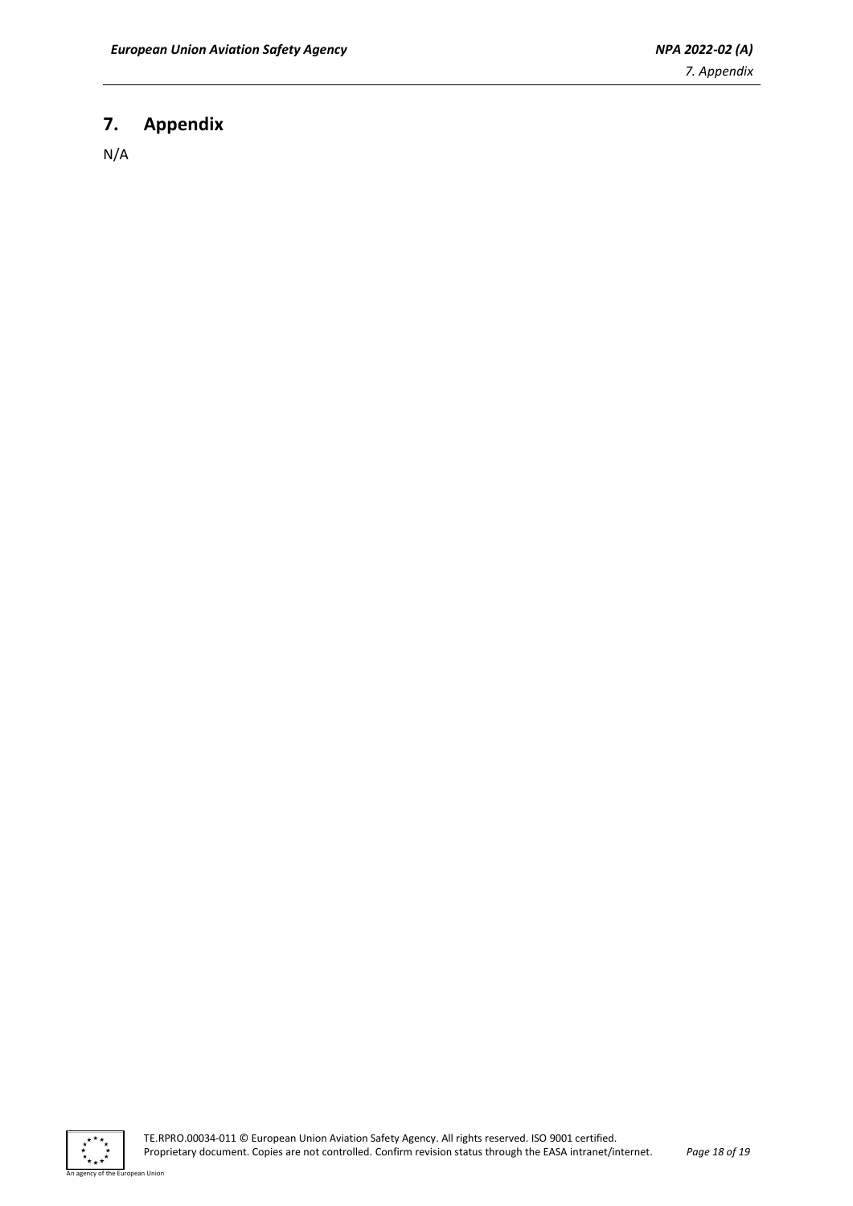# 7. Appendix

N/A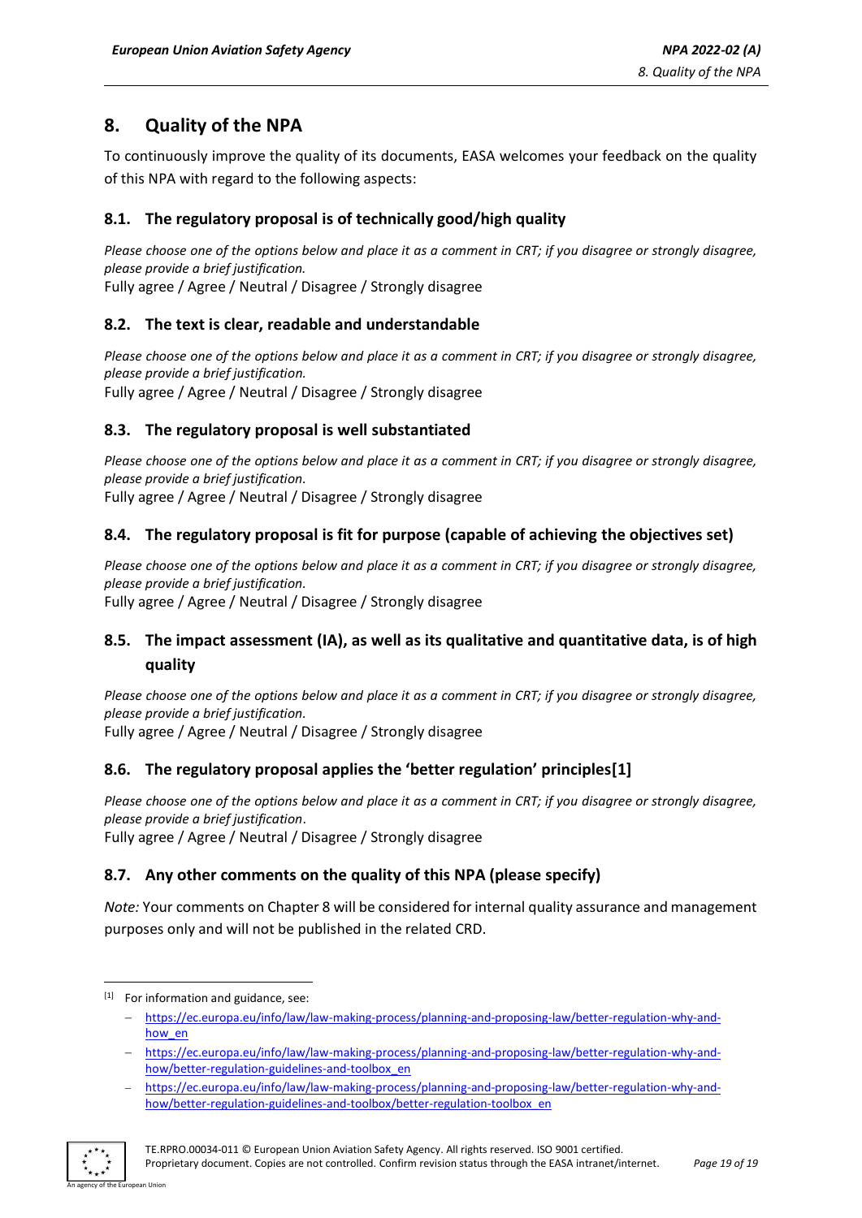# 8. Quality of the NPA

To continuously improve the quality of its documents, EASA welcomes your feedback on the quality of this NPA with regard to the following aspects:

## 8.1. The regulatory proposal is of technically good/high quality

*Please choose one of the options below and place it as a comment in CRT; if you disagree or strongly disagree, please provide a brief justification.*
Fully agree / Agree / Neutral / Disagree / Strongly disagree

## 8.2. The text is clear, readable and understandable

*Please choose one of the options below and place it as a comment in CRT; if you disagree or strongly disagree, please provide a brief justification.*
Fully agree / Agree / Neutral / Disagree / Strongly disagree

## 8.3. The regulatory proposal is well substantiated

*Please choose one of the options below and place it as a comment in CRT; if you disagree or strongly disagree, please provide a brief justification.*
Fully agree / Agree / Neutral / Disagree / Strongly disagree

## 8.4. The regulatory proposal is fit for purpose (capable of achieving the objectives set)

*Please choose one of the options below and place it as a comment in CRT; if you disagree or strongly disagree, please provide a brief justification.*
Fully agree / Agree / Neutral / Disagree / Strongly disagree

## 8.5. The impact assessment (IA), as well as its qualitative and quantitative data, is of high quality

*Please choose one of the options below and place it as a comment in CRT; if you disagree or strongly disagree, please provide a brief justification.*
Fully agree / Agree / Neutral / Disagree / Strongly disagree

## 8.6. The regulatory proposal applies the 'better regulation' principles[1]

*Please choose one of the options below and place it as a comment in CRT; if you disagree or strongly disagree, please provide a brief justification*.
Fully agree / Agree / Neutral / Disagree / Strongly disagree

## 8.7. Any other comments on the quality of this NPA (please specify)

*Note:* Your comments on Chapter 8 will be considered for internal quality assurance and management purposes only and will not be published in the related CRD.

---

[1] For information and guidance, see:

- https://ec.europa.eu/info/law/law-making-process/planning-and-proposing-law/better-regulation-why-and-how_en
- https://ec.europa.eu/info/law/law-making-process/planning-and-proposing-law/better-regulation-why-and-how/better-regulation-guidelines-and-toolbox_en
- https://ec.europa.eu/info/law/law-making-process/planning-and-proposing-law/better-regulation-why-and-how/better-regulation-guidelines-and-toolbox/better-regulation-toolbox_en